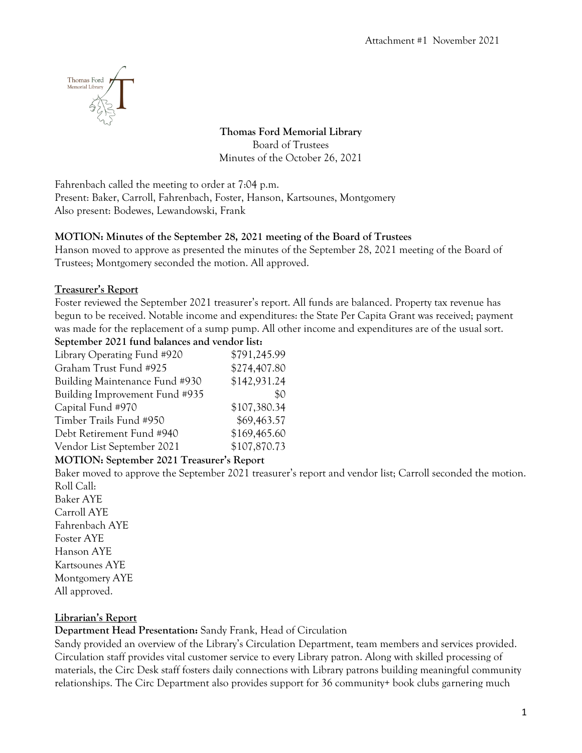Attachment #1 November 2021

**Thomas Ford Memorial Library**
Board of Trustees
Minutes of the October 26, 2021

Fahrenbach called the meeting to order at 7:04 p.m.
Present: Baker, Carroll, Fahrenbach, Foster, Hanson, Kartsounes, Montgomery
Also present: Bodewes, Lewandowski, Frank

**MOTION: Minutes of the September 28, 2021 meeting of the Board of Trustees**
Hanson moved to approve as presented the minutes of the September 28, 2021 meeting of the Board of Trustees; Montgomery seconded the motion. All approved.

**Treasurer's Report**
Foster reviewed the September 2021 treasurer's report. All funds are balanced. Property tax revenue has begun to be received. Notable income and expenditures: the State Per Capita Grant was received; payment was made for the replacement of a sump pump. All other income and expenditures are of the usual sort.

**September 2021 fund balances and vendor list:**

| | |
|---|---:|
| Library Operating Fund #920 | $791,245.99 |
| Graham Trust Fund #925 | $274,407.80 |
| Building Maintenance Fund #930 | $142,931.24 |
| Building Improvement Fund #935 | $0 |
| Capital Fund #970 | $107,380.34 |
| Timber Trails Fund #950 | $69,463.57 |
| Debt Retirement Fund #940 | $169,465.60 |
| Vendor List September 2021 | $107,870.73 |

**MOTION: September 2021 Treasurer's Report**
Baker moved to approve the September 2021 treasurer's report and vendor list; Carroll seconded the motion.
Roll Call:
Baker AYE
Carroll AYE
Fahrenbach AYE
Foster AYE
Hanson AYE
Kartsounes AYE
Montgomery AYE
All approved.

**Librarian's Report**
**Department Head Presentation:** Sandy Frank, Head of Circulation
Sandy provided an overview of the Library's Circulation Department, team members and services provided. Circulation staff provides vital customer service to every Library patron. Along with skilled processing of materials, the Circ Desk staff fosters daily connections with Library patrons building meaningful community relationships. The Circ Department also provides support for 36 community+ book clubs garnering much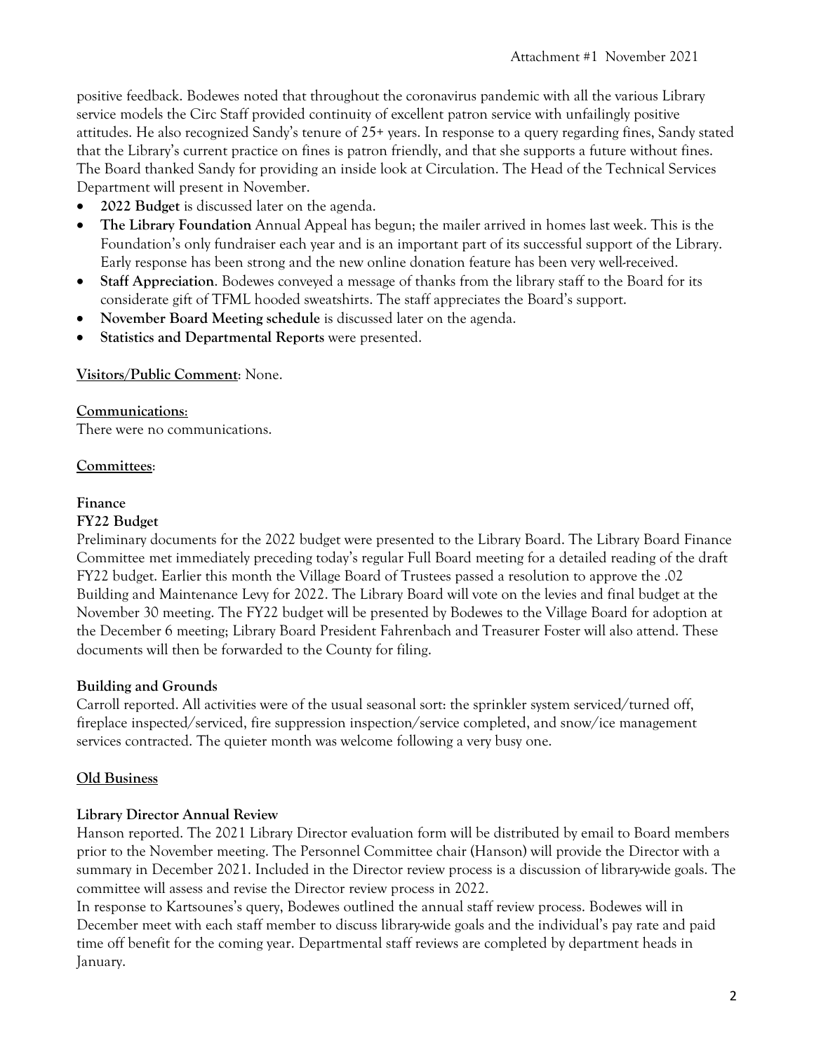positive feedback. Bodewes noted that throughout the coronavirus pandemic with all the various Library service models the Circ Staff provided continuity of excellent patron service with unfailingly positive attitudes. He also recognized Sandy's tenure of 25+ years. In response to a query regarding fines, Sandy stated that the Library's current practice on fines is patron friendly, and that she supports a future without fines. The Board thanked Sandy for providing an inside look at Circulation. The Head of the Technical Services Department will present in November.

- **2022 Budget** is discussed later on the agenda.
- **The Library Foundation** Annual Appeal has begun; the mailer arrived in homes last week. This is the Foundation's only fundraiser each year and is an important part of its successful support of the Library. Early response has been strong and the new online donation feature has been very well-received.
- **Staff Appreciation**. Bodewes conveyed a message of thanks from the library staff to the Board for its considerate gift of TFML hooded sweatshirts. The staff appreciates the Board's support.
- **November Board Meeting schedule** is discussed later on the agenda.
- **Statistics and Departmental Reports** were presented.

**Visitors/Public Comment**: None.

**Communications**:

There were no communications.

**Committees**:

**Finance**

**FY22 Budget**

Preliminary documents for the 2022 budget were presented to the Library Board. The Library Board Finance Committee met immediately preceding today's regular Full Board meeting for a detailed reading of the draft FY22 budget. Earlier this month the Village Board of Trustees passed a resolution to approve the .02 Building and Maintenance Levy for 2022. The Library Board will vote on the levies and final budget at the November 30 meeting. The FY22 budget will be presented by Bodewes to the Village Board for adoption at the December 6 meeting; Library Board President Fahrenbach and Treasurer Foster will also attend. These documents will then be forwarded to the County for filing.

**Building and Grounds**

Carroll reported. All activities were of the usual seasonal sort: the sprinkler system serviced/turned off, fireplace inspected/serviced, fire suppression inspection/service completed, and snow/ice management services contracted. The quieter month was welcome following a very busy one.

**Old Business**

**Library Director Annual Review**

Hanson reported. The 2021 Library Director evaluation form will be distributed by email to Board members prior to the November meeting. The Personnel Committee chair (Hanson) will provide the Director with a summary in December 2021. Included in the Director review process is a discussion of library-wide goals. The committee will assess and revise the Director review process in 2022.

In response to Kartsounes's query, Bodewes outlined the annual staff review process. Bodewes will in December meet with each staff member to discuss library-wide goals and the individual's pay rate and paid time off benefit for the coming year. Departmental staff reviews are completed by department heads in January.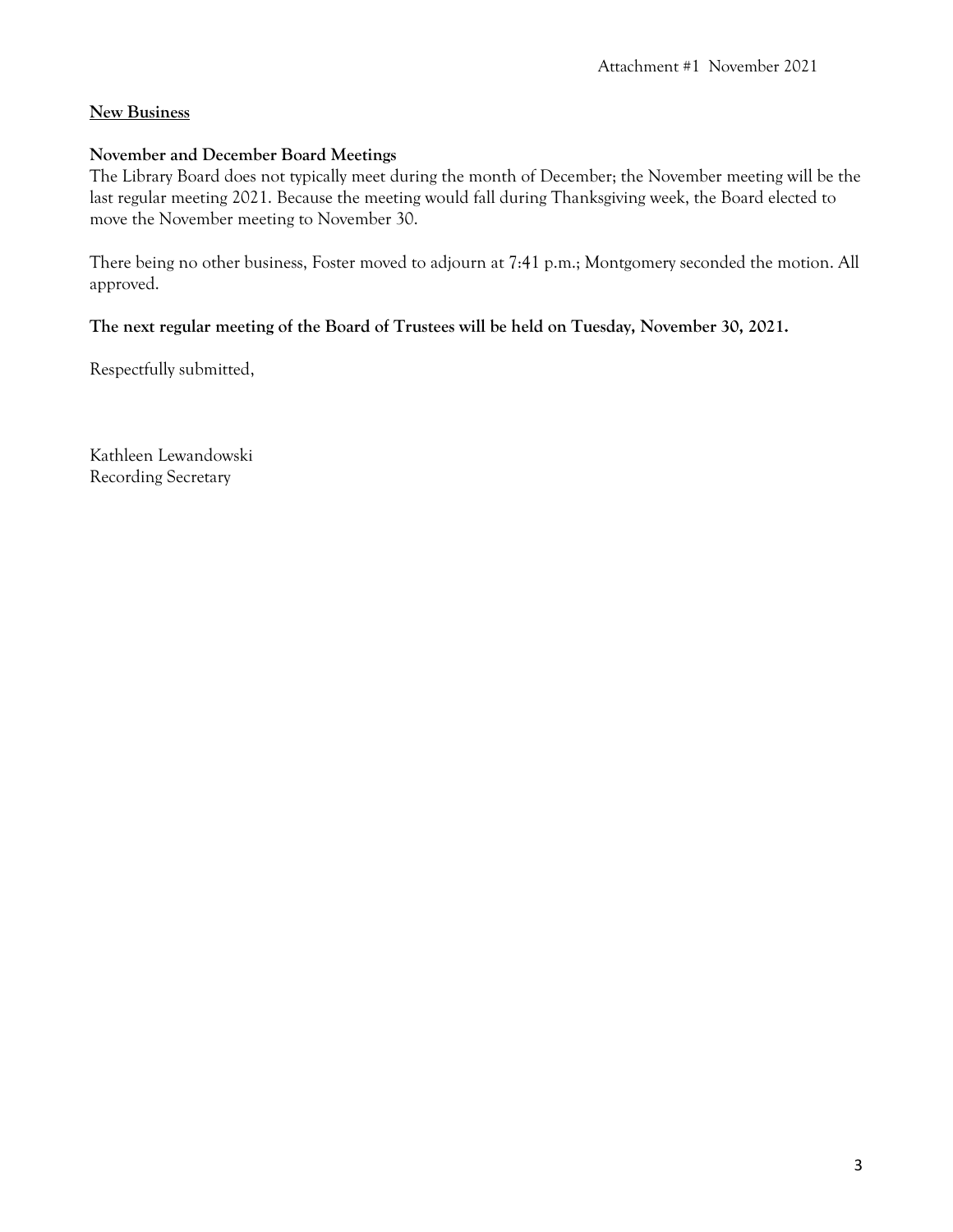**New Business**

**November and December Board Meetings**

The Library Board does not typically meet during the month of December; the November meeting will be the last regular meeting 2021. Because the meeting would fall during Thanksgiving week, the Board elected to move the November meeting to November 30.

There being no other business, Foster moved to adjourn at 7:41 p.m.; Montgomery seconded the motion. All approved.

**The next regular meeting of the Board of Trustees will be held on Tuesday, November 30, 2021.**

Respectfully submitted,

Kathleen Lewandowski
Recording Secretary